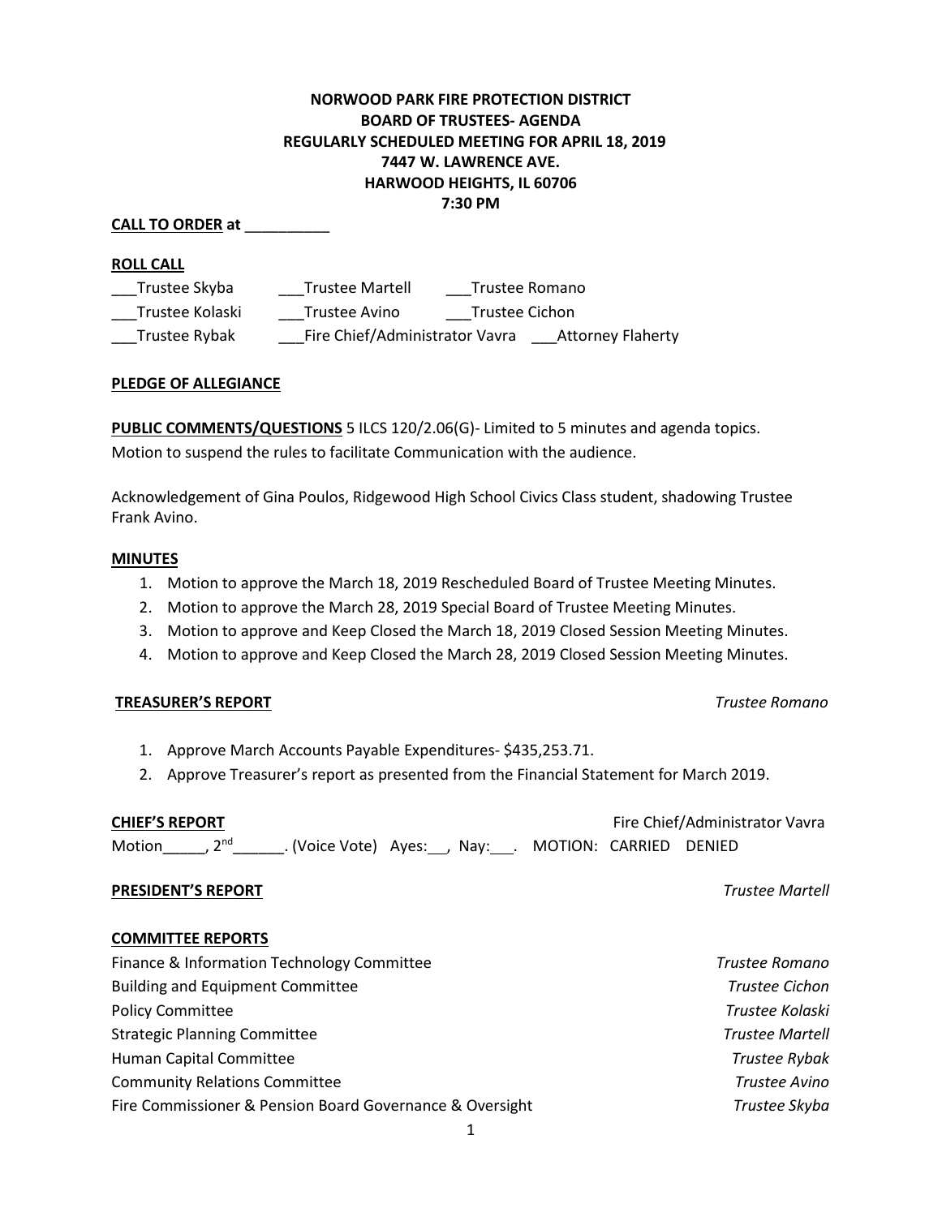**NORWOOD PARK FIRE PROTECTION DISTRICT**
**BOARD OF TRUSTEES- AGENDA**
**REGULARLY SCHEDULED MEETING FOR APRIL 18, 2019**
**7447 W. LAWRENCE AVE.**
**HARWOOD HEIGHTS, IL 60706**
**7:30 PM**

**CALL TO ORDER at** __________

**ROLL CALL**

___Trustee Skyba ___Trustee Martell ___Trustee Romano
___Trustee Kolaski ___Trustee Avino ___Trustee Cichon
___Trustee Rybak ___Fire Chief/Administrator Vavra ___Attorney Flaherty

**PLEDGE OF ALLEGIANCE**

**PUBLIC COMMENTS/QUESTIONS** 5 ILCS 120/2.06(G)- Limited to 5 minutes and agenda topics.
Motion to suspend the rules to facilitate Communication with the audience.

Acknowledgement of Gina Poulos, Ridgewood High School Civics Class student, shadowing Trustee Frank Avino.

**MINUTES**

1. Motion to approve the March 18, 2019 Rescheduled Board of Trustee Meeting Minutes.
2. Motion to approve the March 28, 2019 Special Board of Trustee Meeting Minutes.
3. Motion to approve and Keep Closed the March 18, 2019 Closed Session Meeting Minutes.
4. Motion to approve and Keep Closed the March 28, 2019 Closed Session Meeting Minutes.

**TREASURER'S REPORT** *Trustee Romano*

1. Approve March Accounts Payable Expenditures- $435,253.71.
2. Approve Treasurer's report as presented from the Financial Statement for March 2019.

**CHIEF'S REPORT** Fire Chief/Administrator Vavra

Motion_____, 2nd______. (Voice Vote) Ayes:__, Nay:___. MOTION: CARRIED DENIED

**PRESIDENT'S REPORT** *Trustee Martell*

**COMMITTEE REPORTS**

Finance & Information Technology Committee *Trustee Romano*
Building and Equipment Committee *Trustee Cichon*
Policy Committee *Trustee Kolaski*
Strategic Planning Committee *Trustee Martell*
Human Capital Committee *Trustee Rybak*
Community Relations Committee *Trustee Avino*
Fire Commissioner & Pension Board Governance & Oversight *Trustee Skyba*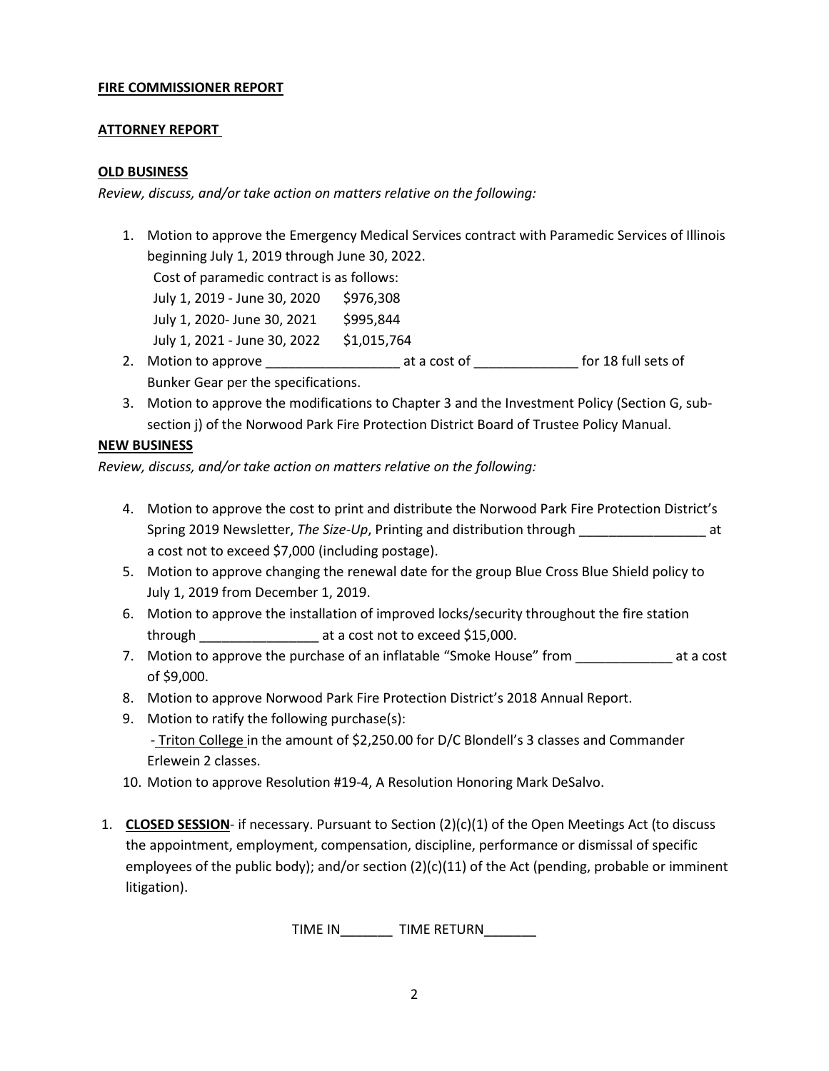**FIRE COMMISSIONER REPORT**

**ATTORNEY REPORT**

**OLD BUSINESS**

*Review, discuss, and/or take action on matters relative on the following:*

1. Motion to approve the Emergency Medical Services contract with Paramedic Services of Illinois beginning July 1, 2019 through June 30, 2022.
   Cost of paramedic contract is as follows:
   July 1, 2019 - June 30, 2020 $976,308
   July 1, 2020- June 30, 2021 $995,844
   July 1, 2021 - June 30, 2022 $1,015,764
2. Motion to approve __________________ at a cost of ______________ for 18 full sets of Bunker Gear per the specifications.
3. Motion to approve the modifications to Chapter 3 and the Investment Policy (Section G, sub-section j) of the Norwood Park Fire Protection District Board of Trustee Policy Manual.

**NEW BUSINESS**

*Review, discuss, and/or take action on matters relative on the following:*

4. Motion to approve the cost to print and distribute the Norwood Park Fire Protection District's Spring 2019 Newsletter, *The Size-Up*, Printing and distribution through _________________ at a cost not to exceed $7,000 (including postage).
5. Motion to approve changing the renewal date for the group Blue Cross Blue Shield policy to July 1, 2019 from December 1, 2019.
6. Motion to approve the installation of improved locks/security throughout the fire station through ________________ at a cost not to exceed $15,000.
7. Motion to approve the purchase of an inflatable "Smoke House" from _____________ at a cost of $9,000.
8. Motion to approve Norwood Park Fire Protection District's 2018 Annual Report.
9. Motion to ratify the following purchase(s):
   - Triton College in the amount of $2,250.00 for D/C Blondell's 3 classes and Commander Erlewein 2 classes.
10. Motion to approve Resolution #19-4, A Resolution Honoring Mark DeSalvo.

1. **CLOSED SESSION**- if necessary. Pursuant to Section (2)(c)(1) of the Open Meetings Act (to discuss the appointment, employment, compensation, discipline, performance or dismissal of specific employees of the public body); and/or section (2)(c)(11) of the Act (pending, probable or imminent litigation).

TIME IN_______ TIME RETURN_______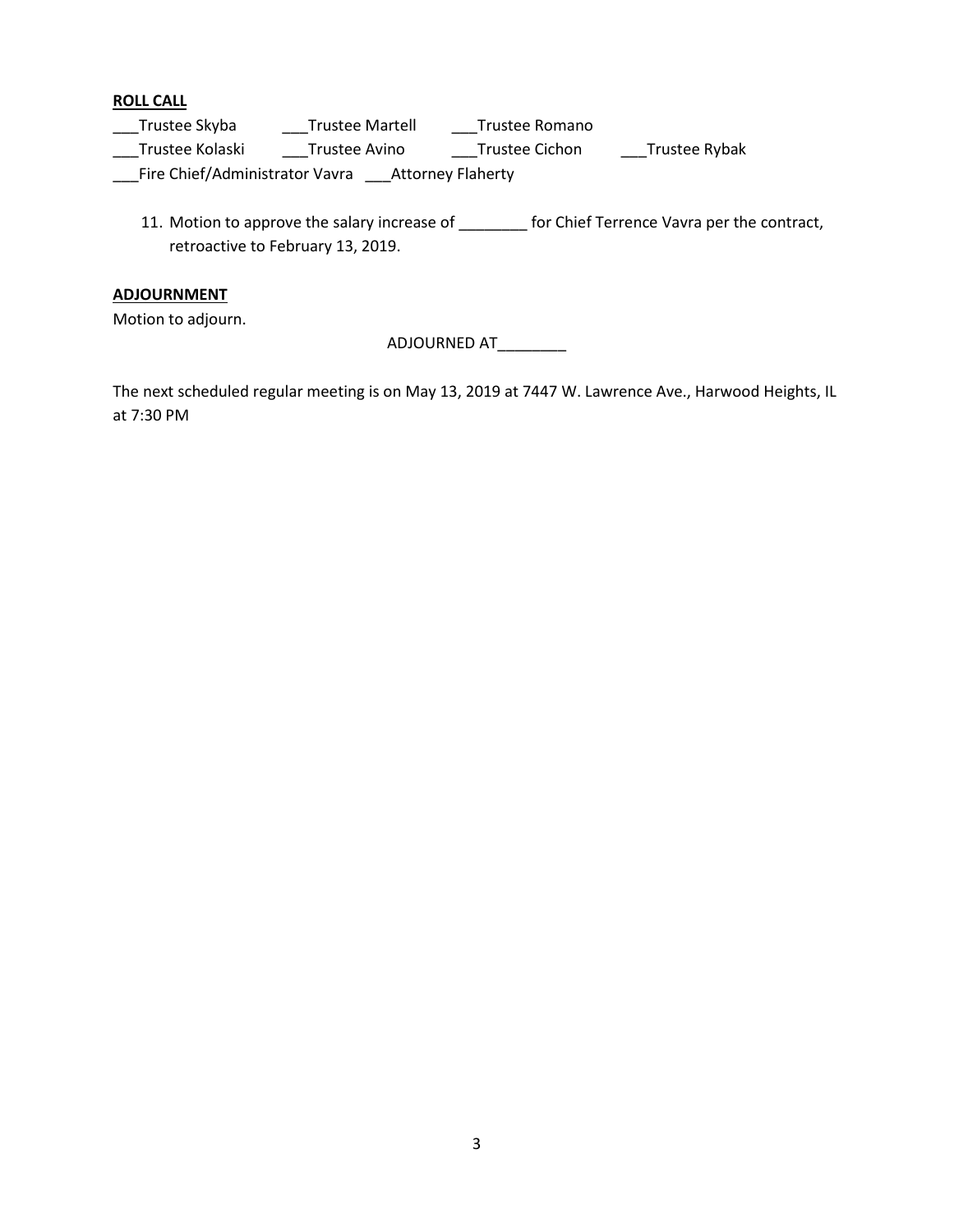**ROLL CALL**

___Trustee Skyba ___Trustee Martell ___Trustee Romano

___Trustee Kolaski ___Trustee Avino ___Trustee Cichon ___Trustee Rybak

___Fire Chief/Administrator Vavra ___Attorney Flaherty

11. Motion to approve the salary increase of ________ for Chief Terrence Vavra per the contract, retroactive to February 13, 2019.

**ADJOURNMENT**

Motion to adjourn.

ADJOURNED AT________

The next scheduled regular meeting is on May 13, 2019 at 7447 W. Lawrence Ave., Harwood Heights, IL at 7:30 PM